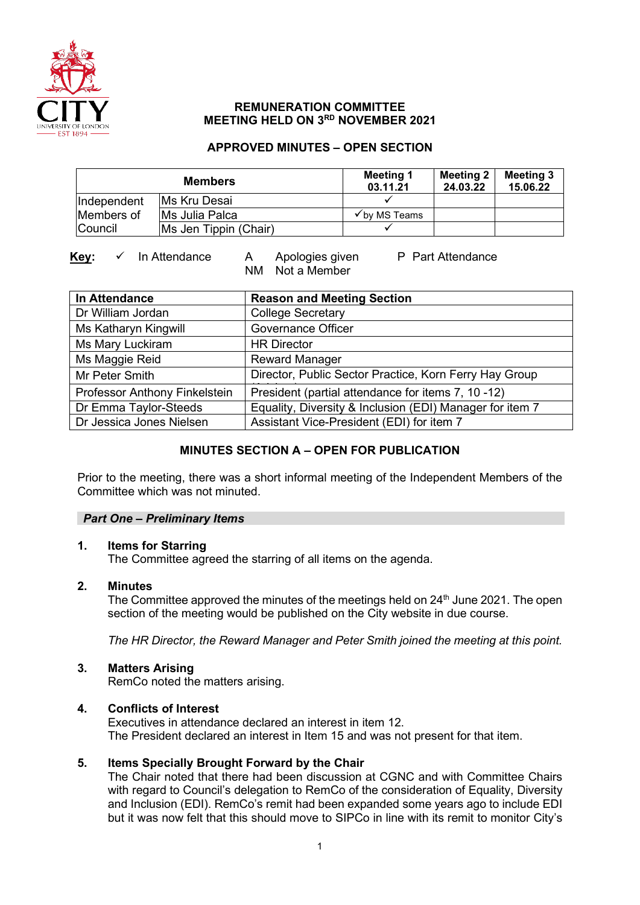## REMUNERATION COMMITTEE
## MEETING HELD ON 3RD NOVEMBER 2021

## APPROVED MINUTES – OPEN SECTION

| Members | | Meeting 1 03.11.21 | Meeting 2 24.03.22 | Meeting 3 15.06.22 |
|---|---|---|---|---|
| Independent Members of Council | Ms Kru Desai | ✓ | | |
| | Ms Julia Palca | ✓by MS Teams | | |
| | Ms Jen Tippin (Chair) | ✓ | | |

**Key:** ✓ In Attendance &nbsp;&nbsp; A Apologies given &nbsp;&nbsp; P Part Attendance
NM Not a Member

| In Attendance | Reason and Meeting Section |
|---|---|
| Dr William Jordan | College Secretary |
| Ms Katharyn Kingwill | Governance Officer |
| Ms Mary Luckiram | HR Director |
| Ms Maggie Reid | Reward Manager |
| Mr Peter Smith | Director, Public Sector Practice, Korn Ferry Hay Group |
| Professor Anthony Finkelstein | President (partial attendance for items 7, 10 -12) |
| Dr Emma Taylor-Steeds | Equality, Diversity & Inclusion (EDI) Manager for item 7 |
| Dr Jessica Jones Nielsen | Assistant Vice-President (EDI) for item 7 |

### MINUTES SECTION A – OPEN FOR PUBLICATION

Prior to the meeting, there was a short informal meeting of the Independent Members of the Committee which was not minuted.

***Part One – Preliminary Items***

**1. Items for Starring**
The Committee agreed the starring of all items on the agenda.

**2. Minutes**
The Committee approved the minutes of the meetings held on 24th June 2021. The open section of the meeting would be published on the City website in due course.

*The HR Director, the Reward Manager and Peter Smith joined the meeting at this point.*

**3. Matters Arising**
RemCo noted the matters arising.

**4. Conflicts of Interest**
Executives in attendance declared an interest in item 12.
The President declared an interest in Item 15 and was not present for that item.

**5. Items Specially Brought Forward by the Chair**
The Chair noted that there had been discussion at CGNC and with Committee Chairs with regard to Council's delegation to RemCo of the consideration of Equality, Diversity and Inclusion (EDI). RemCo's remit had been expanded some years ago to include EDI but it was now felt that this should move to SIPCo in line with its remit to monitor City's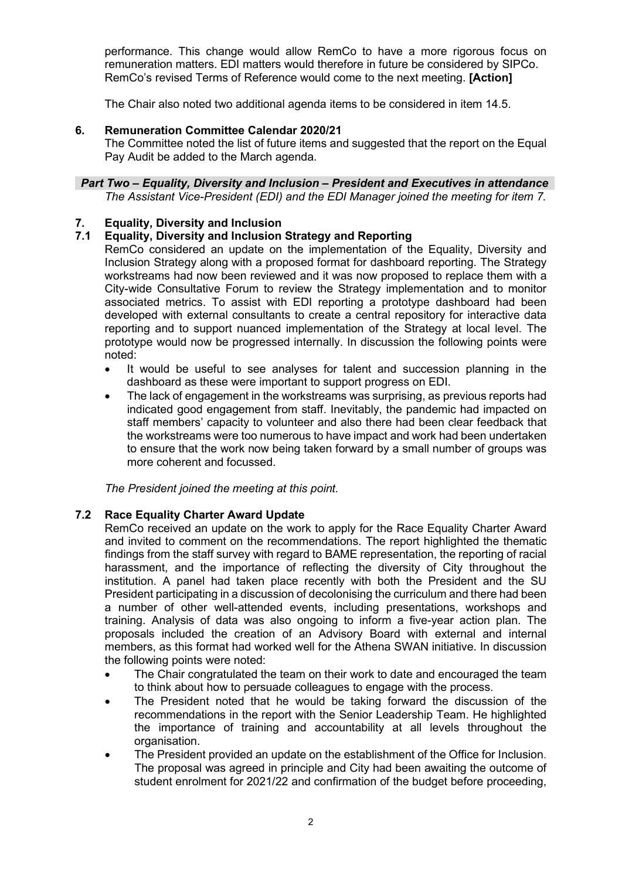performance. This change would allow RemCo to have a more rigorous focus on remuneration matters. EDI matters would therefore in future be considered by SIPCo. RemCo's revised Terms of Reference would come to the next meeting. **[Action]**

The Chair also noted two additional agenda items to be considered in item 14.5.

## 6. Remuneration Committee Calendar 2020/21

The Committee noted the list of future items and suggested that the report on the Equal Pay Audit be added to the March agenda.

***Part Two – Equality, Diversity and Inclusion – President and Executives in attendance***

*The Assistant Vice-President (EDI) and the EDI Manager joined the meeting for item 7.*

## 7. Equality, Diversity and Inclusion

### 7.1 Equality, Diversity and Inclusion Strategy and Reporting

RemCo considered an update on the implementation of the Equality, Diversity and Inclusion Strategy along with a proposed format for dashboard reporting. The Strategy workstreams had now been reviewed and it was now proposed to replace them with a City-wide Consultative Forum to review the Strategy implementation and to monitor associated metrics. To assist with EDI reporting a prototype dashboard had been developed with external consultants to create a central repository for interactive data reporting and to support nuanced implementation of the Strategy at local level. The prototype would now be progressed internally. In discussion the following points were noted:

- It would be useful to see analyses for talent and succession planning in the dashboard as these were important to support progress on EDI.
- The lack of engagement in the workstreams was surprising, as previous reports had indicated good engagement from staff. Inevitably, the pandemic had impacted on staff members' capacity to volunteer and also there had been clear feedback that the workstreams were too numerous to have impact and work had been undertaken to ensure that the work now being taken forward by a small number of groups was more coherent and focussed.

*The President joined the meeting at this point.*

### 7.2 Race Equality Charter Award Update

RemCo received an update on the work to apply for the Race Equality Charter Award and invited to comment on the recommendations. The report highlighted the thematic findings from the staff survey with regard to BAME representation, the reporting of racial harassment, and the importance of reflecting the diversity of City throughout the institution. A panel had taken place recently with both the President and the SU President participating in a discussion of decolonising the curriculum and there had been a number of other well-attended events, including presentations, workshops and training. Analysis of data was also ongoing to inform a five-year action plan. The proposals included the creation of an Advisory Board with external and internal members, as this format had worked well for the Athena SWAN initiative. In discussion the following points were noted:

- The Chair congratulated the team on their work to date and encouraged the team to think about how to persuade colleagues to engage with the process.
- The President noted that he would be taking forward the discussion of the recommendations in the report with the Senior Leadership Team. He highlighted the importance of training and accountability at all levels throughout the organisation.
- The President provided an update on the establishment of the Office for Inclusion. The proposal was agreed in principle and City had been awaiting the outcome of student enrolment for 2021/22 and confirmation of the budget before proceeding,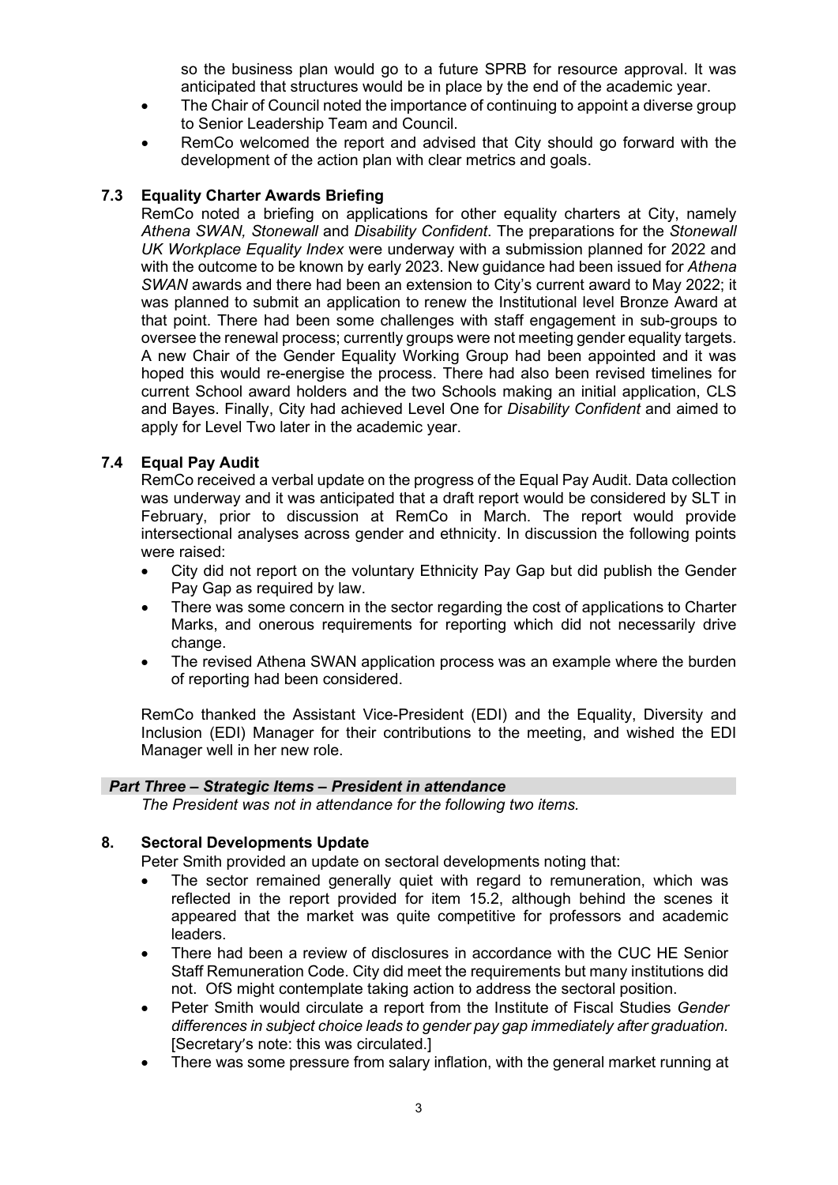so the business plan would go to a future SPRB for resource approval. It was anticipated that structures would be in place by the end of the academic year.

- The Chair of Council noted the importance of continuing to appoint a diverse group to Senior Leadership Team and Council.
- RemCo welcomed the report and advised that City should go forward with the development of the action plan with clear metrics and goals.

### 7.3 Equality Charter Awards Briefing

RemCo noted a briefing on applications for other equality charters at City, namely *Athena SWAN, Stonewall* and *Disability Confident*. The preparations for the *Stonewall UK Workplace Equality Index* were underway with a submission planned for 2022 and with the outcome to be known by early 2023. New guidance had been issued for *Athena SWAN* awards and there had been an extension to City's current award to May 2022; it was planned to submit an application to renew the Institutional level Bronze Award at that point. There had been some challenges with staff engagement in sub-groups to oversee the renewal process; currently groups were not meeting gender equality targets. A new Chair of the Gender Equality Working Group had been appointed and it was hoped this would re-energise the process. There had also been revised timelines for current School award holders and the two Schools making an initial application, CLS and Bayes. Finally, City had achieved Level One for *Disability Confident* and aimed to apply for Level Two later in the academic year.

### 7.4 Equal Pay Audit

RemCo received a verbal update on the progress of the Equal Pay Audit. Data collection was underway and it was anticipated that a draft report would be considered by SLT in February, prior to discussion at RemCo in March. The report would provide intersectional analyses across gender and ethnicity. In discussion the following points were raised:

- City did not report on the voluntary Ethnicity Pay Gap but did publish the Gender Pay Gap as required by law.
- There was some concern in the sector regarding the cost of applications to Charter Marks, and onerous requirements for reporting which did not necessarily drive change.
- The revised Athena SWAN application process was an example where the burden of reporting had been considered.

RemCo thanked the Assistant Vice-President (EDI) and the Equality, Diversity and Inclusion (EDI) Manager for their contributions to the meeting, and wished the EDI Manager well in her new role.

***Part Three – Strategic Items – President in attendance***

*The President was not in attendance for the following two items.*

### 8. Sectoral Developments Update

Peter Smith provided an update on sectoral developments noting that:

- The sector remained generally quiet with regard to remuneration, which was reflected in the report provided for item 15.2, although behind the scenes it appeared that the market was quite competitive for professors and academic leaders.
- There had been a review of disclosures in accordance with the CUC HE Senior Staff Remuneration Code. City did meet the requirements but many institutions did not. OfS might contemplate taking action to address the sectoral position.
- Peter Smith would circulate a report from the Institute of Fiscal Studies *Gender differences in subject choice leads to gender pay gap immediately after graduation.* [Secretary's note: this was circulated.]
- There was some pressure from salary inflation, with the general market running at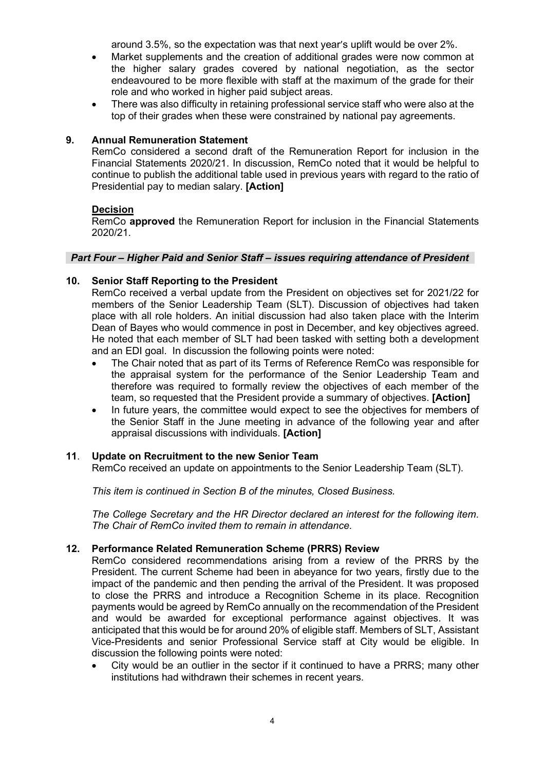around 3.5%, so the expectation was that next year's uplift would be over 2%.

- Market supplements and the creation of additional grades were now common at the higher salary grades covered by national negotiation, as the sector endeavoured to be more flexible with staff at the maximum of the grade for their role and who worked in higher paid subject areas.
- There was also difficulty in retaining professional service staff who were also at the top of their grades when these were constrained by national pay agreements.

## 9. Annual Remuneration Statement

RemCo considered a second draft of the Remuneration Report for inclusion in the Financial Statements 2020/21. In discussion, RemCo noted that it would be helpful to continue to publish the additional table used in previous years with regard to the ratio of Presidential pay to median salary. **[Action]**

**Decision**

RemCo **approved** the Remuneration Report for inclusion in the Financial Statements 2020/21.

### *Part Four – Higher Paid and Senior Staff – issues requiring attendance of President*

## 10. Senior Staff Reporting to the President

RemCo received a verbal update from the President on objectives set for 2021/22 for members of the Senior Leadership Team (SLT). Discussion of objectives had taken place with all role holders. An initial discussion had also taken place with the Interim Dean of Bayes who would commence in post in December, and key objectives agreed. He noted that each member of SLT had been tasked with setting both a development and an EDI goal. In discussion the following points were noted:

- The Chair noted that as part of its Terms of Reference RemCo was responsible for the appraisal system for the performance of the Senior Leadership Team and therefore was required to formally review the objectives of each member of the team, so requested that the President provide a summary of objectives. **[Action]**
- In future years, the committee would expect to see the objectives for members of the Senior Staff in the June meeting in advance of the following year and after appraisal discussions with individuals. **[Action]**

## 11. Update on Recruitment to the new Senior Team

RemCo received an update on appointments to the Senior Leadership Team (SLT).

*This item is continued in Section B of the minutes, Closed Business.*

*The College Secretary and the HR Director declared an interest for the following item. The Chair of RemCo invited them to remain in attendance.*

## 12. Performance Related Remuneration Scheme (PRRS) Review

RemCo considered recommendations arising from a review of the PRRS by the President. The current Scheme had been in abeyance for two years, firstly due to the impact of the pandemic and then pending the arrival of the President. It was proposed to close the PRRS and introduce a Recognition Scheme in its place. Recognition payments would be agreed by RemCo annually on the recommendation of the President and would be awarded for exceptional performance against objectives. It was anticipated that this would be for around 20% of eligible staff. Members of SLT, Assistant Vice-Presidents and senior Professional Service staff at City would be eligible. In discussion the following points were noted:

- City would be an outlier in the sector if it continued to have a PRRS; many other institutions had withdrawn their schemes in recent years.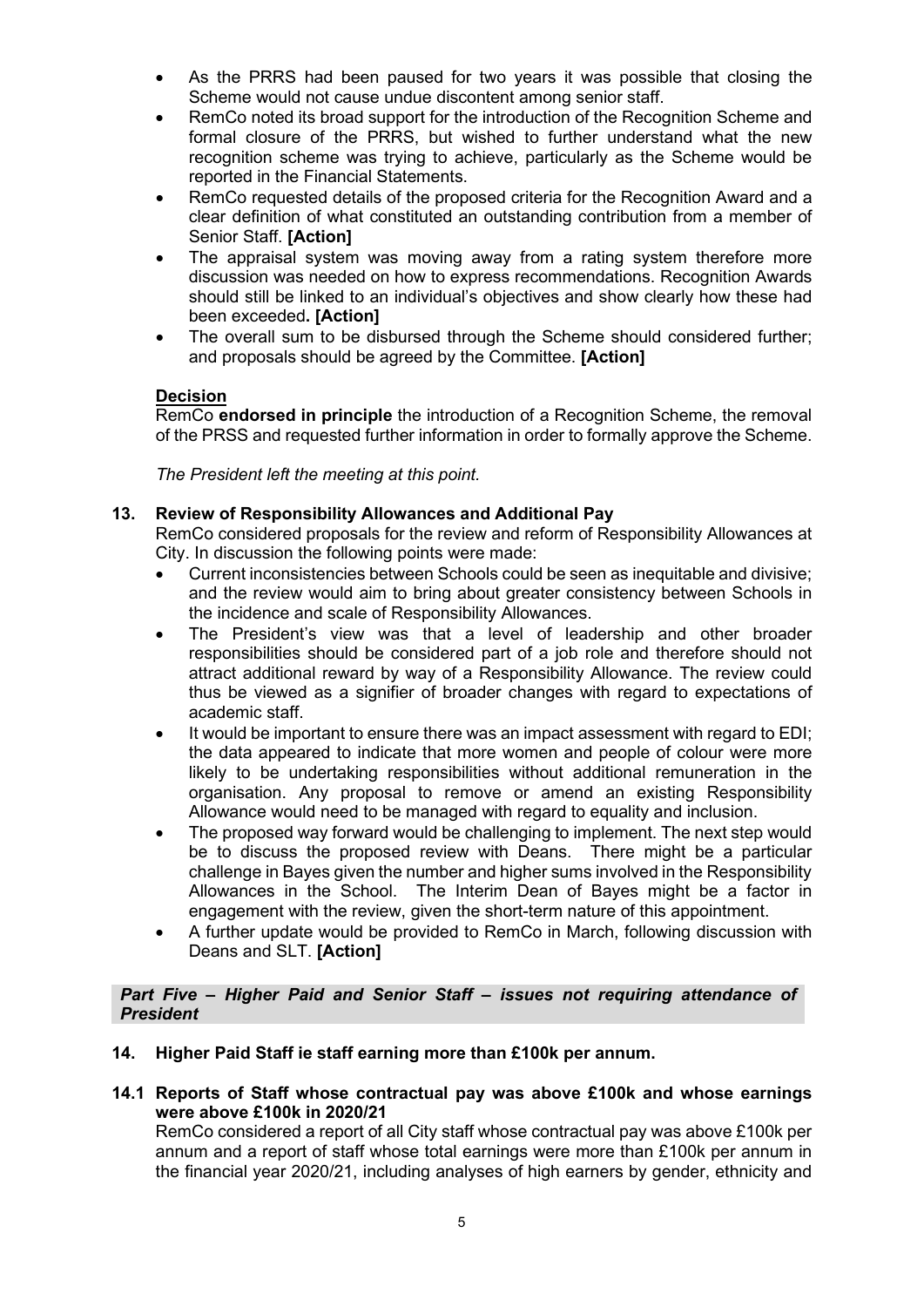- As the PRRS had been paused for two years it was possible that closing the Scheme would not cause undue discontent among senior staff.
- RemCo noted its broad support for the introduction of the Recognition Scheme and formal closure of the PRRS, but wished to further understand what the new recognition scheme was trying to achieve, particularly as the Scheme would be reported in the Financial Statements.
- RemCo requested details of the proposed criteria for the Recognition Award and a clear definition of what constituted an outstanding contribution from a member of Senior Staff. **[Action]**
- The appraisal system was moving away from a rating system therefore more discussion was needed on how to express recommendations. Recognition Awards should still be linked to an individual's objectives and show clearly how these had been exceeded**. [Action]**
- The overall sum to be disbursed through the Scheme should considered further; and proposals should be agreed by the Committee. **[Action]**

**Decision**

RemCo **endorsed in principle** the introduction of a Recognition Scheme, the removal of the PRSS and requested further information in order to formally approve the Scheme.

*The President left the meeting at this point.*

### 13. Review of Responsibility Allowances and Additional Pay

RemCo considered proposals for the review and reform of Responsibility Allowances at City. In discussion the following points were made:

- Current inconsistencies between Schools could be seen as inequitable and divisive; and the review would aim to bring about greater consistency between Schools in the incidence and scale of Responsibility Allowances.
- The President's view was that a level of leadership and other broader responsibilities should be considered part of a job role and therefore should not attract additional reward by way of a Responsibility Allowance. The review could thus be viewed as a signifier of broader changes with regard to expectations of academic staff.
- It would be important to ensure there was an impact assessment with regard to EDI; the data appeared to indicate that more women and people of colour were more likely to be undertaking responsibilities without additional remuneration in the organisation. Any proposal to remove or amend an existing Responsibility Allowance would need to be managed with regard to equality and inclusion.
- The proposed way forward would be challenging to implement. The next step would be to discuss the proposed review with Deans. There might be a particular challenge in Bayes given the number and higher sums involved in the Responsibility Allowances in the School. The Interim Dean of Bayes might be a factor in engagement with the review, given the short-term nature of this appointment.
- A further update would be provided to RemCo in March, following discussion with Deans and SLT. **[Action]**

***Part Five – Higher Paid and Senior Staff – issues not requiring attendance of President***

### 14. Higher Paid Staff ie staff earning more than £100k per annum.

### 14.1 Reports of Staff whose contractual pay was above £100k and whose earnings were above £100k in 2020/21

RemCo considered a report of all City staff whose contractual pay was above £100k per annum and a report of staff whose total earnings were more than £100k per annum in the financial year 2020/21, including analyses of high earners by gender, ethnicity and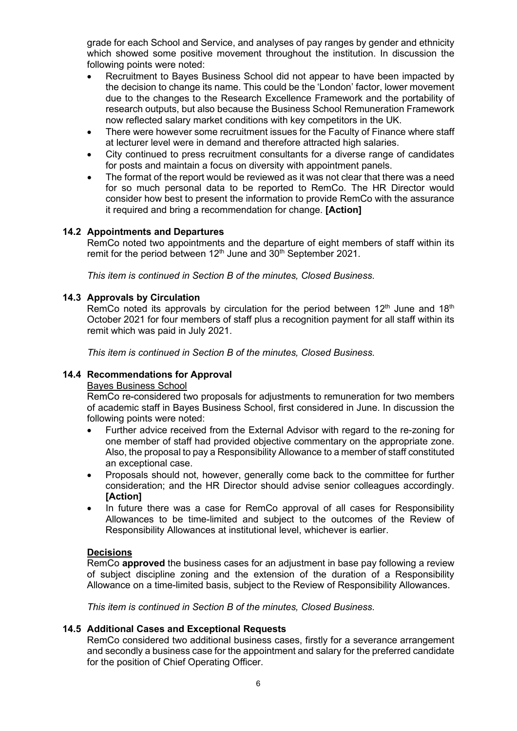grade for each School and Service, and analyses of pay ranges by gender and ethnicity which showed some positive movement throughout the institution. In discussion the following points were noted:

- Recruitment to Bayes Business School did not appear to have been impacted by the decision to change its name. This could be the 'London' factor, lower movement due to the changes to the Research Excellence Framework and the portability of research outputs, but also because the Business School Remuneration Framework now reflected salary market conditions with key competitors in the UK.
- There were however some recruitment issues for the Faculty of Finance where staff at lecturer level were in demand and therefore attracted high salaries.
- City continued to press recruitment consultants for a diverse range of candidates for posts and maintain a focus on diversity with appointment panels.
- The format of the report would be reviewed as it was not clear that there was a need for so much personal data to be reported to RemCo. The HR Director would consider how best to present the information to provide RemCo with the assurance it required and bring a recommendation for change. **[Action]**

### 14.2 Appointments and Departures

RemCo noted two appointments and the departure of eight members of staff within its remit for the period between 12th June and 30th September 2021.

*This item is continued in Section B of the minutes, Closed Business.*

### 14.3 Approvals by Circulation

RemCo noted its approvals by circulation for the period between 12th June and 18th October 2021 for four members of staff plus a recognition payment for all staff within its remit which was paid in July 2021.

*This item is continued in Section B of the minutes, Closed Business.*

### 14.4 Recommendations for Approval

Bayes Business School

RemCo re-considered two proposals for adjustments to remuneration for two members of academic staff in Bayes Business School, first considered in June. In discussion the following points were noted:

- Further advice received from the External Advisor with regard to the re-zoning for one member of staff had provided objective commentary on the appropriate zone. Also, the proposal to pay a Responsibility Allowance to a member of staff constituted an exceptional case.
- Proposals should not, however, generally come back to the committee for further consideration; and the HR Director should advise senior colleagues accordingly. **[Action]**
- In future there was a case for RemCo approval of all cases for Responsibility Allowances to be time-limited and subject to the outcomes of the Review of Responsibility Allowances at institutional level, whichever is earlier.

**Decisions**

RemCo **approved** the business cases for an adjustment in base pay following a review of subject discipline zoning and the extension of the duration of a Responsibility Allowance on a time-limited basis, subject to the Review of Responsibility Allowances.

*This item is continued in Section B of the minutes, Closed Business.*

### 14.5 Additional Cases and Exceptional Requests

RemCo considered two additional business cases, firstly for a severance arrangement and secondly a business case for the appointment and salary for the preferred candidate for the position of Chief Operating Officer.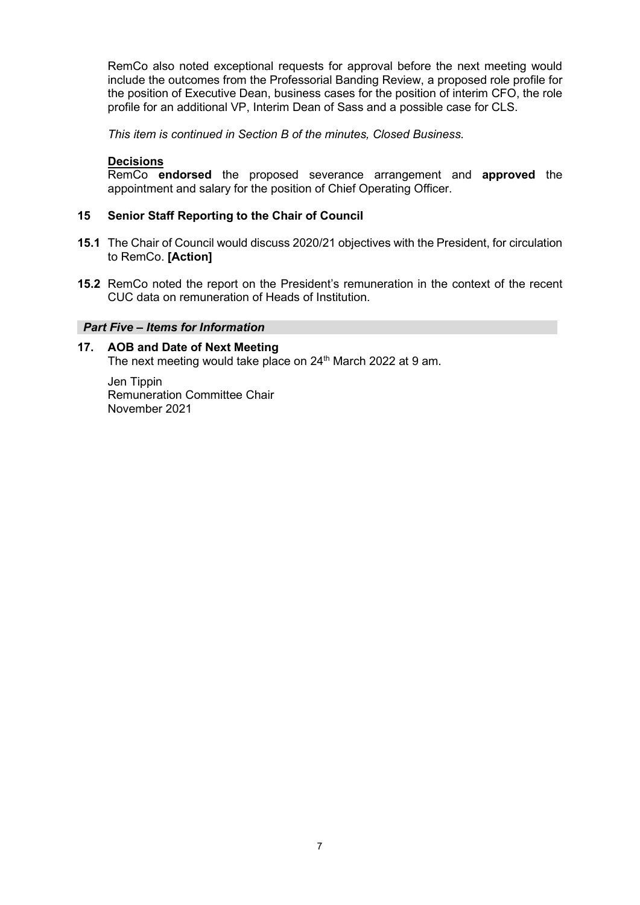RemCo also noted exceptional requests for approval before the next meeting would include the outcomes from the Professorial Banding Review, a proposed role profile for the position of Executive Dean, business cases for the position of interim CFO, the role profile for an additional VP, Interim Dean of Sass and a possible case for CLS.

*This item is continued in Section B of the minutes, Closed Business.*

**Decisions**
RemCo **endorsed** the proposed severance arrangement and **approved** the appointment and salary for the position of Chief Operating Officer.

## 15 Senior Staff Reporting to the Chair of Council

**15.1** The Chair of Council would discuss 2020/21 objectives with the President, for circulation to RemCo. **[Action]**

**15.2** RemCo noted the report on the President's remuneration in the context of the recent CUC data on remuneration of Heads of Institution.

### *Part Five – Items for Information*

## 17. AOB and Date of Next Meeting

The next meeting would take place on 24th March 2022 at 9 am.

Jen Tippin
Remuneration Committee Chair
November 2021